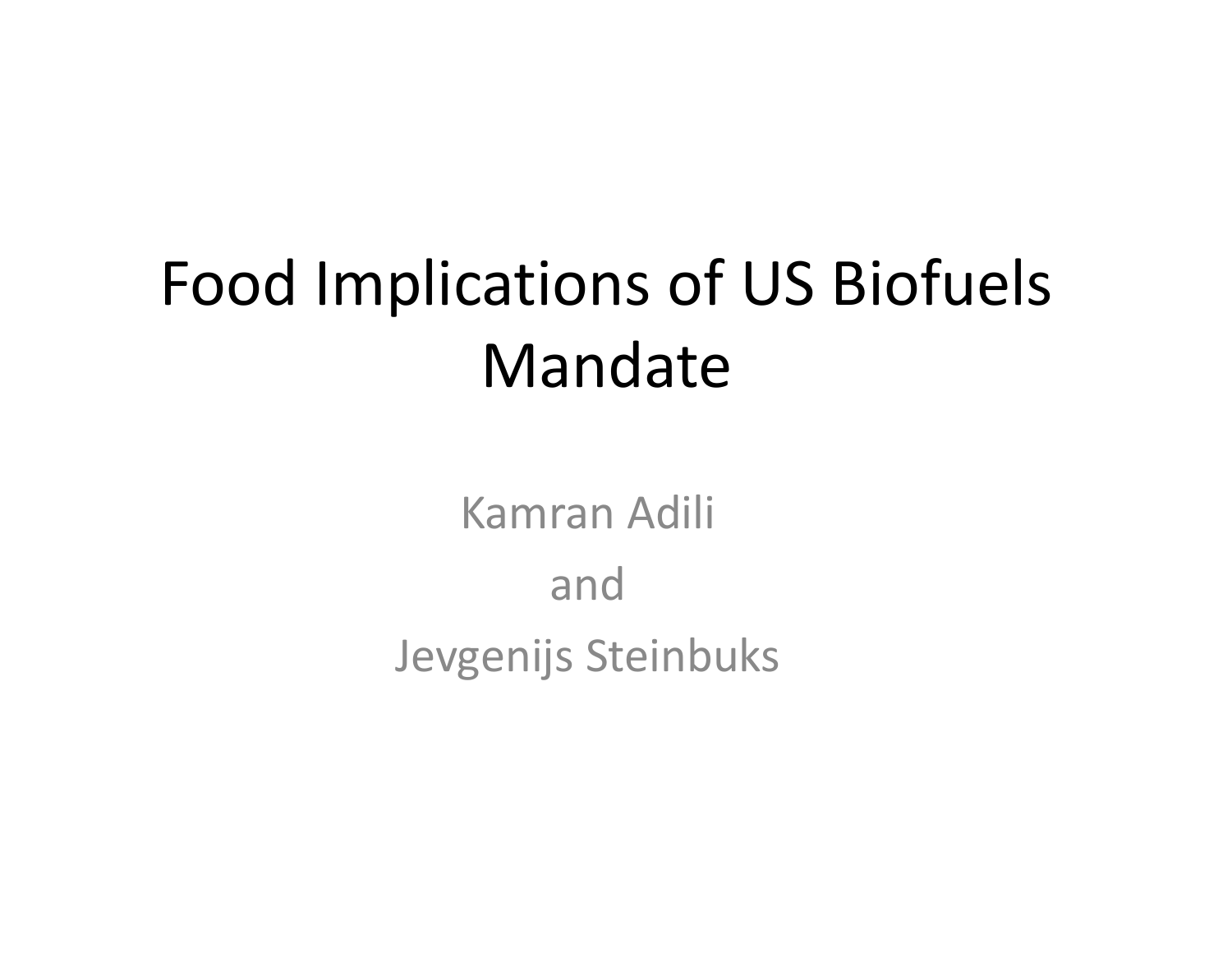# Food Implications of US Biofuels Mandate

Kamran Adili

and

Jevgenijs Steinbuks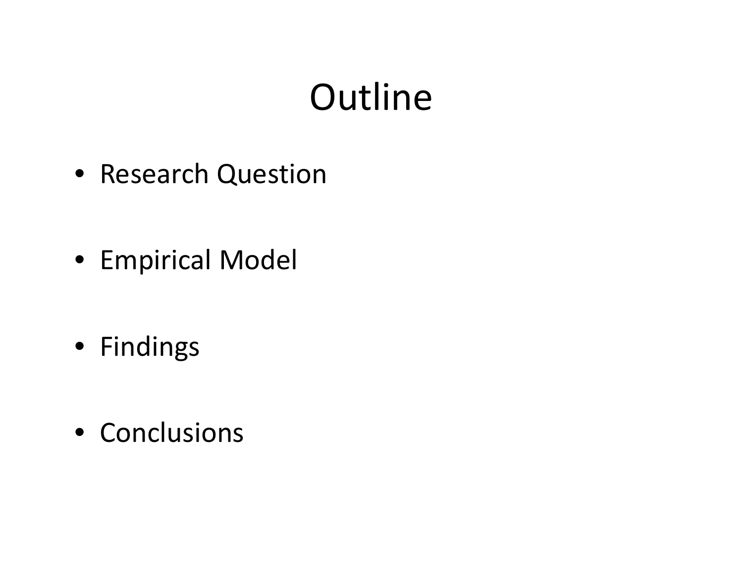# Outline

- Research Question
- Empirical Model
- Findings
- Conclusions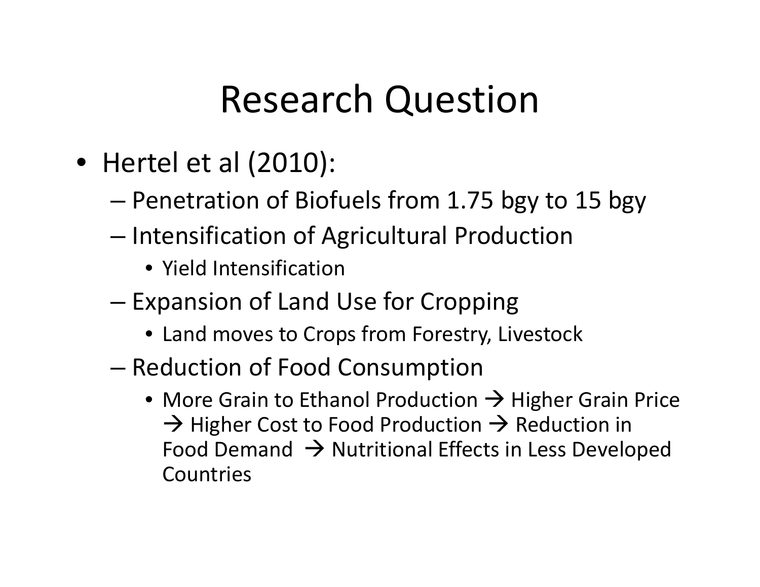# Research Question

- Hertel et al (2010):
  - Penetration of Biofuels from 1.75 bgy to 15 bgy
  - Intensification of Agricultural Production
    - Yield Intensification
  - Expansion of Land Use for Cropping
    - Land moves to Crops from Forestry, Livestock
  - Reduction of Food Consumption
    - More Grain to Ethanol Production → Higher Grain Price → Higher Cost to Food Production → Reduction in Food Demand → Nutritional Effects in Less Developed Countries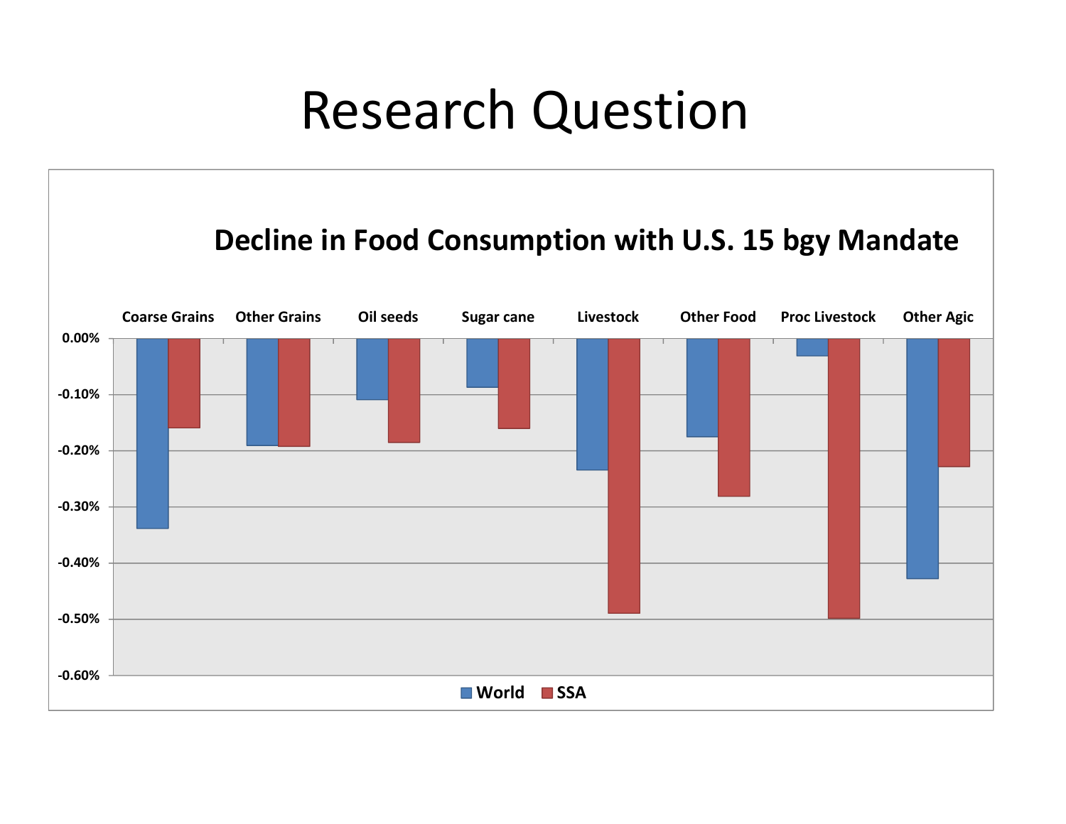# Research Question

**Decline in Food Consumption with U.S. 15 bgy Mandate**

Coarse Grains | Other Grains | Oil seeds | Sugar cane | Livestock | Other Food | Proc Livestock | Other Agic

0.00%
-0.10%
-0.20%
-0.30%
-0.40%
-0.50%
-0.60%

World | SSA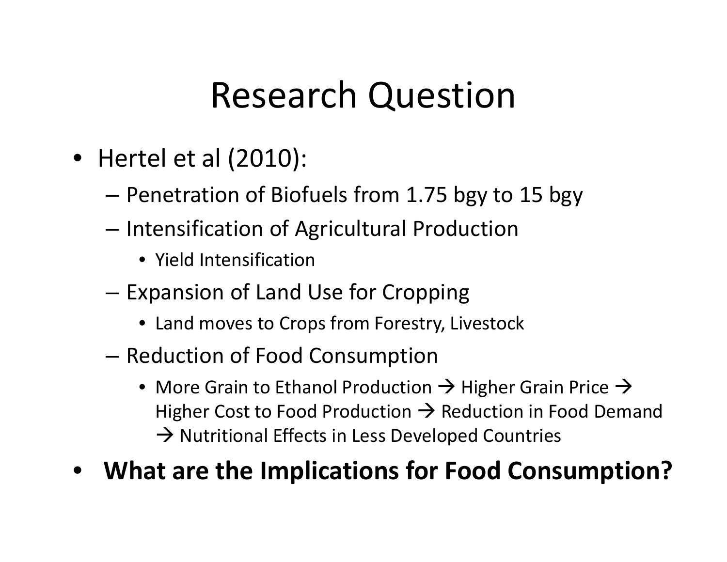# Research Question

- Hertel et al (2010):
  - Penetration of Biofuels from 1.75 bgy to 15 bgy
  - Intensification of Agricultural Production
    - Yield Intensification
  - Expansion of Land Use for Cropping
    - Land moves to Crops from Forestry, Livestock
  - Reduction of Food Consumption
    - More Grain to Ethanol Production → Higher Grain Price → Higher Cost to Food Production → Reduction in Food Demand → Nutritional Effects in Less Developed Countries
- **What are the Implications for Food Consumption?**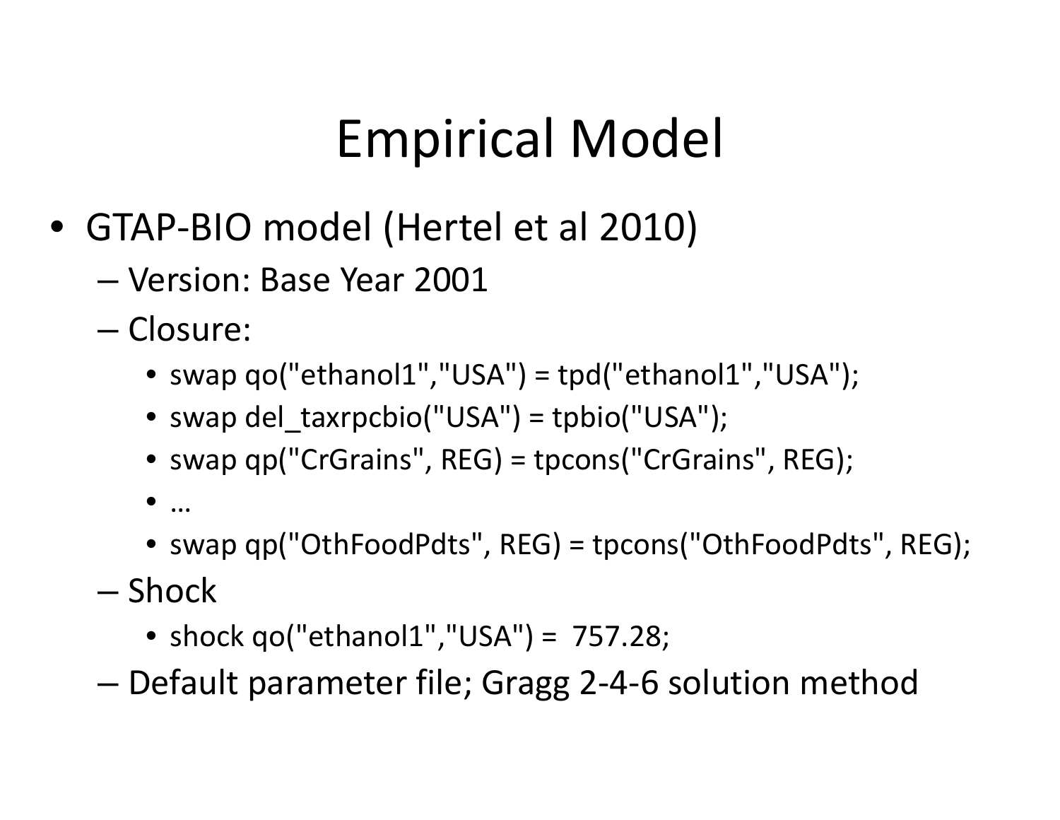# Empirical Model

- GTAP-BIO model (Hertel et al 2010)
  - Version: Base Year 2001
  - Closure:
    - swap qo("ethanol1","USA") = tpd("ethanol1","USA");
    - swap del_taxrpcbio("USA") = tpbio("USA");
    - swap qp("CrGrains", REG) = tpcons("CrGrains", REG);
    - …
    - swap qp("OthFoodPdts", REG) = tpcons("OthFoodPdts", REG);
  - Shock
    - shock qo("ethanol1","USA") = 757.28;
  - Default parameter file; Gragg 2-4-6 solution method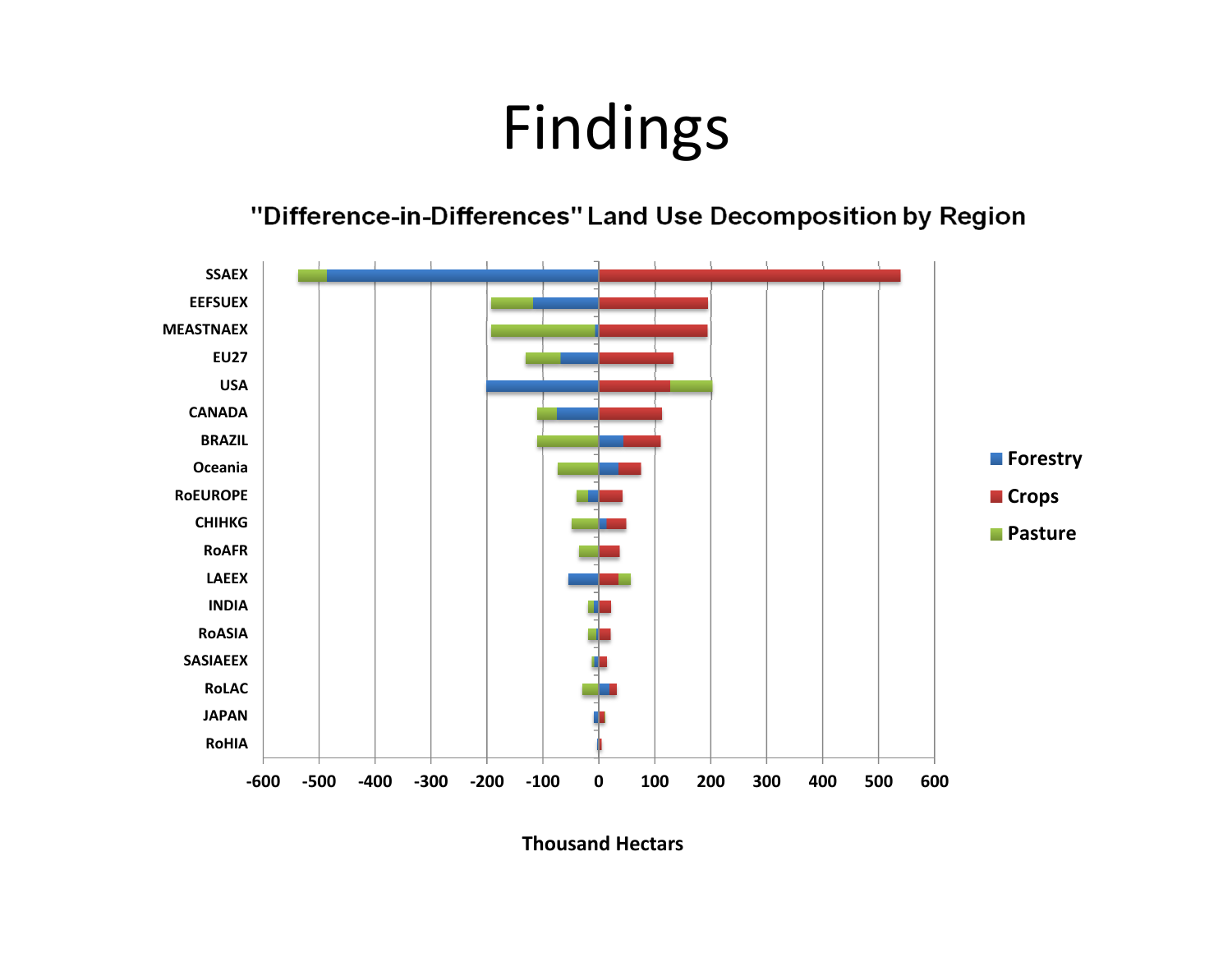# Findings

"Difference-in-Differences" Land Use Decomposition by Region

| Region |
|---|
| SSAEX |
| EEFSUEX |
| MEASTNAEX |
| EU27 |
| USA |
| CANADA |
| BRAZIL |
| Oceania |
| RoEUROPE |
| CHIHKG |
| RoAFR |
| LAEEX |
| INDIA |
| RoASIA |
| SASIAEEX |
| RoLAC |
| JAPAN |
| RoHIA |

-600 -500 -400 -300 -200 -100 0 100 200 300 400 500 600

Thousand Hectars

Forestry

Crops

Pasture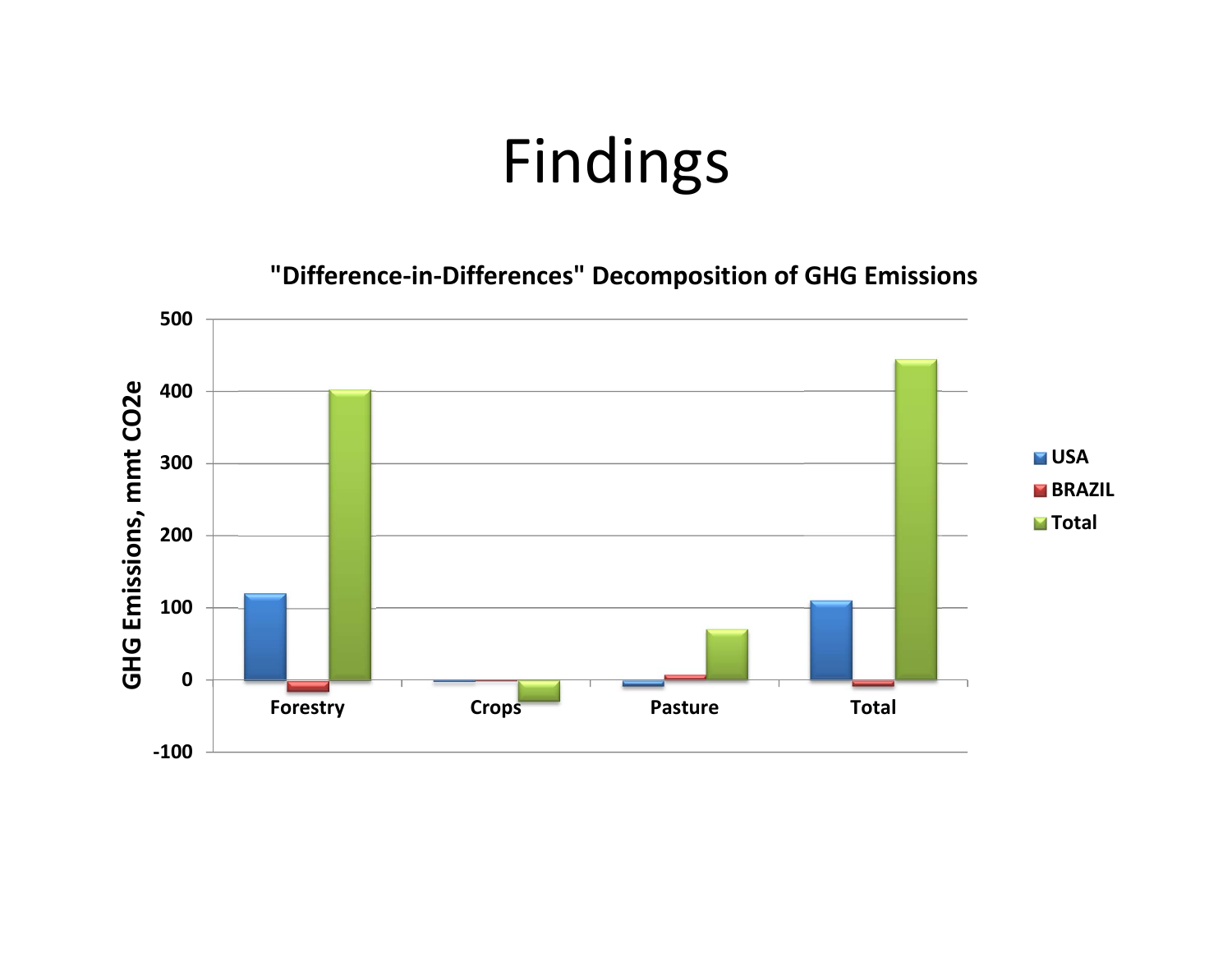# Findings

**"Difference-in-Differences" Decomposition of GHG Emissions**

GHG Emissions, mmt CO2e

500
400
300
200
100
0
-100

Forestry | Crops | Pasture | Total

USA
BRAZIL
Total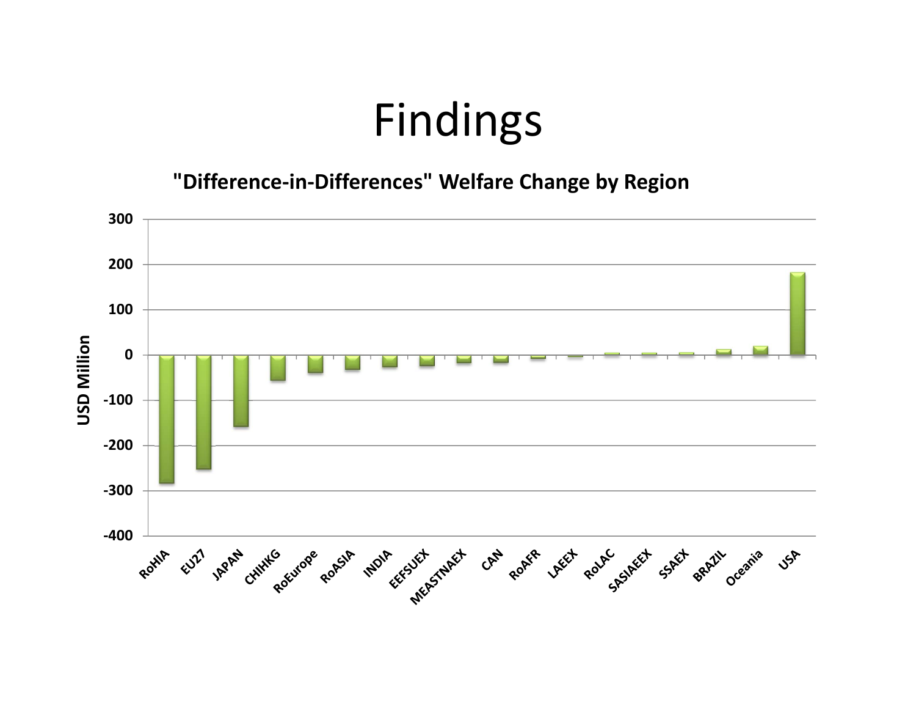# Findings

**"Difference-in-Differences" Welfare Change by Region**

| Region | USD Million (approx.) |
| --- | --- |
| RoHIA | -283 |
| EU27 | -252 |
| JAPAN | -158 |
| CHIHKG | -56 |
| RoEurope | -39 |
| RoASIA | -32 |
| INDIA | -27 |
| EEFSUEX | -24 |
| MEASTNAEX | -18 |
| CAN | -17 |
| RoAFR | -8 |
| LAEEX | -3 |
| RoLAC | 4 |
| SASIAEEX | 4 |
| SSAEX | 5 |
| BRAZIL | 12 |
| Oceania | 19 |
| USA | 182 |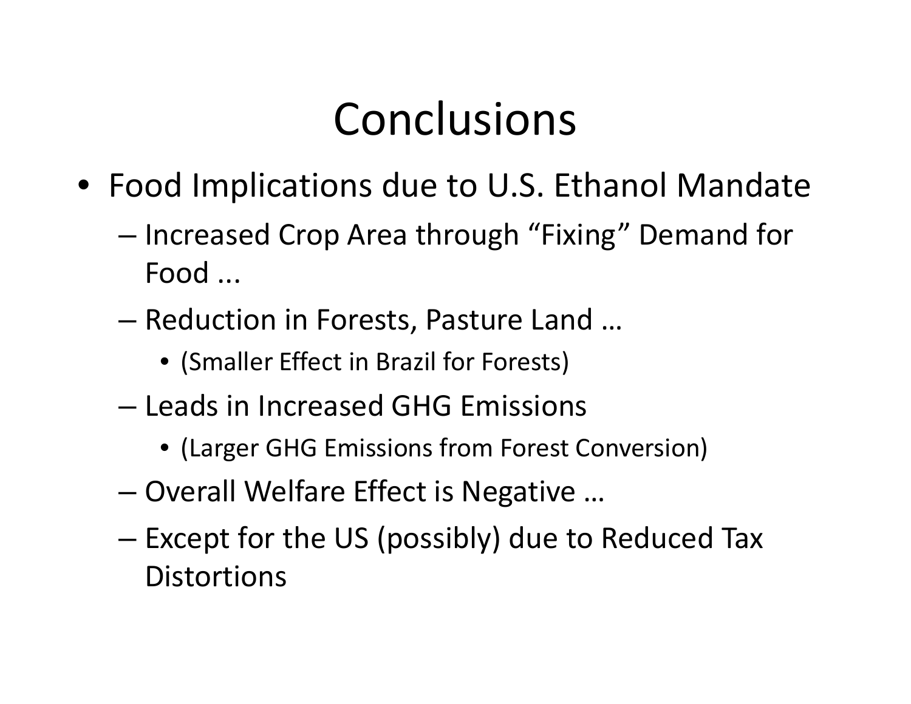# Conclusions

- Food Implications due to U.S. Ethanol Mandate
  - Increased Crop Area through "Fixing" Demand for Food ...
  - Reduction in Forests, Pasture Land …
    - (Smaller Effect in Brazil for Forests)
  - Leads in Increased GHG Emissions
    - (Larger GHG Emissions from Forest Conversion)
  - Overall Welfare Effect is Negative …
  - Except for the US (possibly) due to Reduced Tax Distortions